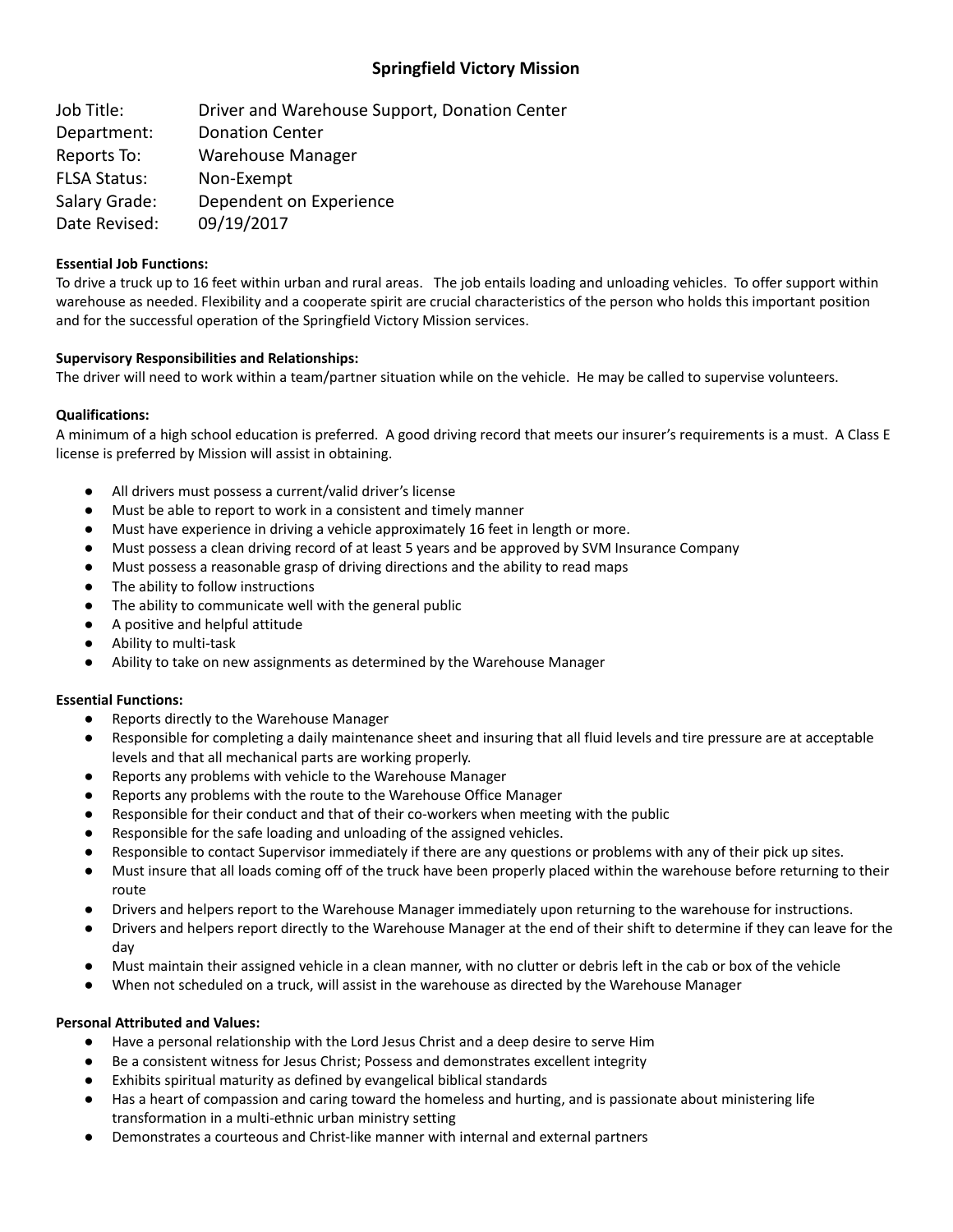# Springfield Victory Mission

| | |
|---|---|
| Job Title: | Driver and Warehouse Support, Donation Center |
| Department: | Donation Center |
| Reports To: | Warehouse Manager |
| FLSA Status: | Non-Exempt |
| Salary Grade: | Dependent on Experience |
| Date Revised: | 09/19/2017 |

**Essential Job Functions:**

To drive a truck up to 16 feet within urban and rural areas. The job entails loading and unloading vehicles. To offer support within warehouse as needed. Flexibility and a cooperate spirit are crucial characteristics of the person who holds this important position and for the successful operation of the Springfield Victory Mission services.

**Supervisory Responsibilities and Relationships:**

The driver will need to work within a team/partner situation while on the vehicle. He may be called to supervise volunteers.

**Qualifications:**

A minimum of a high school education is preferred. A good driving record that meets our insurer's requirements is a must. A Class E license is preferred by Mission will assist in obtaining.

- All drivers must possess a current/valid driver's license
- Must be able to report to work in a consistent and timely manner
- Must have experience in driving a vehicle approximately 16 feet in length or more.
- Must possess a clean driving record of at least 5 years and be approved by SVM Insurance Company
- Must possess a reasonable grasp of driving directions and the ability to read maps
- The ability to follow instructions
- The ability to communicate well with the general public
- A positive and helpful attitude
- Ability to multi-task
- Ability to take on new assignments as determined by the Warehouse Manager

**Essential Functions:**

- Reports directly to the Warehouse Manager
- Responsible for completing a daily maintenance sheet and insuring that all fluid levels and tire pressure are at acceptable levels and that all mechanical parts are working properly.
- Reports any problems with vehicle to the Warehouse Manager
- Reports any problems with the route to the Warehouse Office Manager
- Responsible for their conduct and that of their co-workers when meeting with the public
- Responsible for the safe loading and unloading of the assigned vehicles.
- Responsible to contact Supervisor immediately if there are any questions or problems with any of their pick up sites.
- Must insure that all loads coming off of the truck have been properly placed within the warehouse before returning to their route
- Drivers and helpers report to the Warehouse Manager immediately upon returning to the warehouse for instructions.
- Drivers and helpers report directly to the Warehouse Manager at the end of their shift to determine if they can leave for the day
- Must maintain their assigned vehicle in a clean manner, with no clutter or debris left in the cab or box of the vehicle
- When not scheduled on a truck, will assist in the warehouse as directed by the Warehouse Manager

**Personal Attributed and Values:**

- Have a personal relationship with the Lord Jesus Christ and a deep desire to serve Him
- Be a consistent witness for Jesus Christ; Possess and demonstrates excellent integrity
- Exhibits spiritual maturity as defined by evangelical biblical standards
- Has a heart of compassion and caring toward the homeless and hurting, and is passionate about ministering life transformation in a multi-ethnic urban ministry setting
- Demonstrates a courteous and Christ-like manner with internal and external partners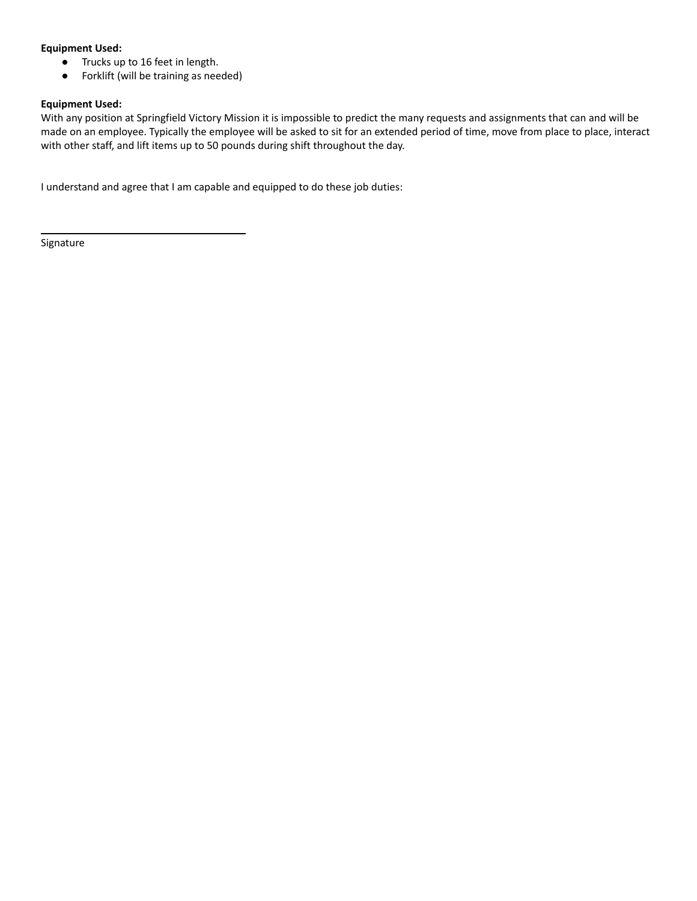**Equipment Used:**

- Trucks up to 16 feet in length.
- Forklift (will be training as needed)

**Equipment Used:**

With any position at Springfield Victory Mission it is impossible to predict the many requests and assignments that can and will be made on an employee. Typically the employee will be asked to sit for an extended period of time, move from place to place, interact with other staff, and lift items up to 50 pounds during shift throughout the day.

I understand and agree that I am capable and equipped to do these job duties:

______________________________

Signature